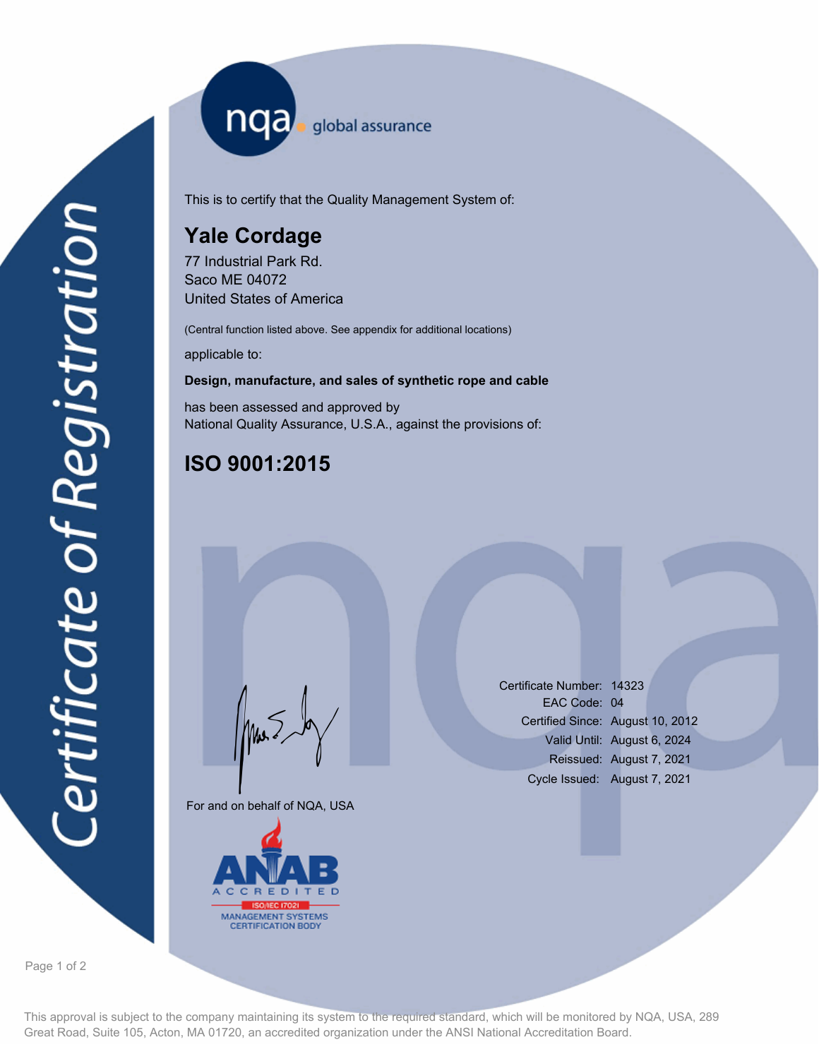Certificate of Registration

nqa global assurance

This is to certify that the Quality Management System of:

## Yale Cordage

77 Industrial Park Rd.
Saco ME 04072
United States of America

(Central function listed above. See appendix for additional locations)

applicable to:

**Design, manufacture, and sales of synthetic rope and cable**

has been assessed and approved by
National Quality Assurance, U.S.A., against the provisions of:

# ISO 9001:2015

For and on behalf of NQA, USA

ANAB ACCREDITED
ISO/IEC 17021
MANAGEMENT SYSTEMS CERTIFICATION BODY

| | |
|---|---|
| Certificate Number: | 14323 |
| EAC Code: | 04 |
| Certified Since: | August 10, 2012 |
| Valid Until: | August 6, 2024 |
| Reissued: | August 7, 2021 |
| Cycle Issued: | August 7, 2021 |

This approval is subject to the company maintaining its system to the required standard, which will be monitored by NQA, USA, 289 Great Road, Suite 105, Acton, MA 01720, an accredited organization under the ANSI National Accreditation Board.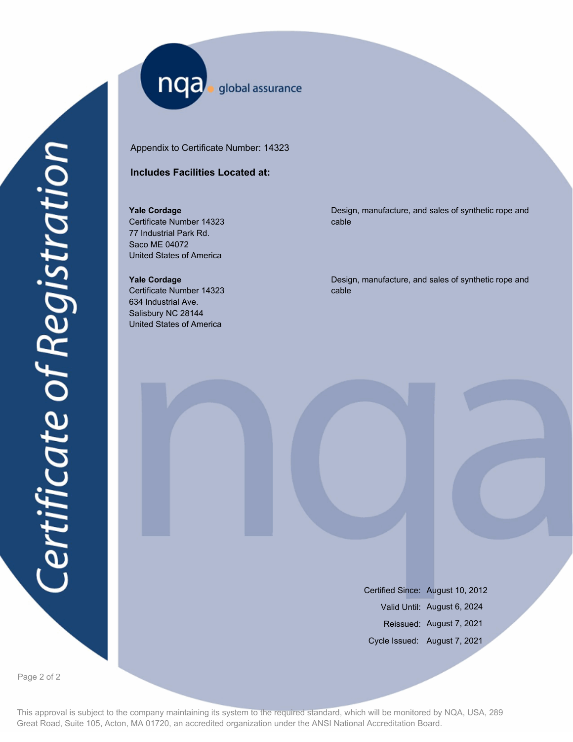Certificate of Registration

nqa global assurance

Appendix to Certificate Number: 14323

**Includes Facilities Located at:**

| | |
|---|---|
| **Yale Cordage**<br>Certificate Number 14323<br>77 Industrial Park Rd.<br>Saco ME 04072<br>United States of America | Design, manufacture, and sales of synthetic rope and cable |
| **Yale Cordage**<br>Certificate Number 14323<br>634 Industrial Ave.<br>Salisbury NC 28144<br>United States of America | Design, manufacture, and sales of synthetic rope and cable |

Certified Since: August 10, 2012
Valid Until: August 6, 2024
Reissued: August 7, 2021
Cycle Issued: August 7, 2021

This approval is subject to the company maintaining its system to the required standard, which will be monitored by NQA, USA, 289 Great Road, Suite 105, Acton, MA 01720, an accredited organization under the ANSI National Accreditation Board.